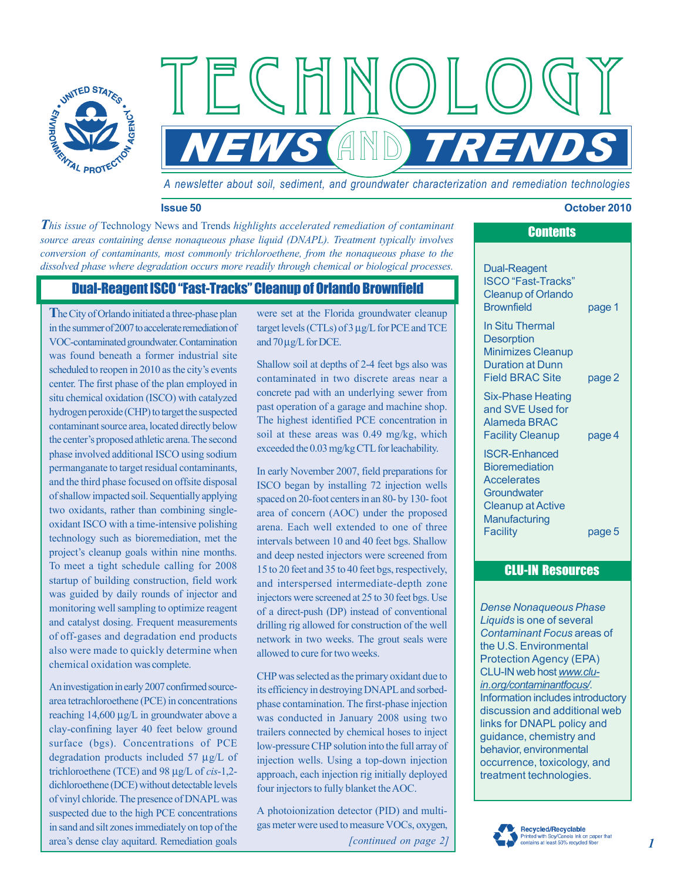# Technology News and Trends

*A newsletter about soil, sediment, and groundwater characterization and remediation technologies*

**Issue 50** **October 2010**

*This issue of* Technology News and Trends *highlights accelerated remediation of contaminant source areas containing dense nonaqueous phase liquid (DNAPL). Treatment typically involves conversion of contaminants, most commonly trichloroethene, from the nonaqueous phase to the dissolved phase where degradation occurs more readily through chemical or biological processes.*

## Dual-Reagent ISCO "Fast-Tracks" Cleanup of Orlando Brownfield

The City of Orlando initiated a three-phase plan in the summer of 2007 to accelerate remediation of VOC-contaminated groundwater. Contamination was found beneath a former industrial site scheduled to reopen in 2010 as the city's events center. The first phase of the plan employed in situ chemical oxidation (ISCO) with catalyzed hydrogen peroxide (CHP) to target the suspected contaminant source area, located directly below the center's proposed athletic arena. The second phase involved additional ISCO using sodium permanganate to target residual contaminants, and the third phase focused on offsite disposal of shallow impacted soil. Sequentially applying two oxidants, rather than combining single-oxidant ISCO with a time-intensive polishing technology such as bioremediation, met the project's cleanup goals within nine months. To meet a tight schedule calling for 2008 startup of building construction, field work was guided by daily rounds of injector and monitoring well sampling to optimize reagent and catalyst dosing. Frequent measurements of off-gases and degradation end products also were made to quickly determine when chemical oxidation was complete.

An investigation in early 2007 confirmed source-area tetrachloroethene (PCE) in concentrations reaching 14,600 µg/L in groundwater above a clay-confining layer 40 feet below ground surface (bgs). Concentrations of PCE degradation products included 57 µg/L of trichloroethene (TCE) and 98 µg/L of *cis*-1,2-dichloroethene (DCE) without detectable levels of vinyl chloride. The presence of DNAPL was suspected due to the high PCE concentrations in sand and silt zones immediately on top of the area's dense clay aquitard. Remediation goals were set at the Florida groundwater cleanup target levels (CTLs) of 3 µg/L for PCE and TCE and 70 µg/L for DCE.

Shallow soil at depths of 2-4 feet bgs also was contaminated in two discrete areas near a concrete pad with an underlying sewer from past operation of a garage and machine shop. The highest identified PCE concentration in soil at these areas was 0.49 mg/kg, which exceeded the 0.03 mg/kg CTL for leachability.

In early November 2007, field preparations for ISCO began by installing 72 injection wells spaced on 20-foot centers in an 80- by 130- foot area of concern (AOC) under the proposed arena. Each well extended to one of three intervals between 10 and 40 feet bgs. Shallow and deep nested injectors were screened from 15 to 20 feet and 35 to 40 feet bgs, respectively, and interspersed intermediate-depth zone injectors were screened at 25 to 30 feet bgs. Use of a direct-push (DP) instead of conventional drilling rig allowed for construction of the well network in two weeks. The grout seals were allowed to cure for two weeks.

CHP was selected as the primary oxidant due to its efficiency in destroying DNAPL and sorbed-phase contamination. The first-phase injection was conducted in January 2008 using two trailers connected by chemical hoses to inject low-pressure CHP solution into the full array of injection wells. Using a top-down injection approach, each injection rig initially deployed four injectors to fully blanket the AOC.

A photoionization detector (PID) and multi-gas meter were used to measure VOCs, oxygen,

*[continued on page 2]*

## Contents

- Dual-Reagent ISCO "Fast-Tracks" Cleanup of Orlando Brownfield — page 1
- In Situ Thermal Desorption Minimizes Cleanup Duration at Dunn Field BRAC Site — page 2
- Six-Phase Heating and SVE Used for Alameda BRAC Facility Cleanup — page 4
- ISCR-Enhanced Bioremediation Accelerates Groundwater Cleanup at Active Manufacturing Facility — page 5

## CLU-IN Resources

*Dense Nonaqueous Phase Liquids* is one of several *Contaminant Focus* areas of the U.S. Environmental Protection Agency (EPA) CLU-IN web host *www.clu-in.org/contaminantfocus/*. Information includes introductory discussion and additional web links for DNAPL policy and guidance, chemistry and behavior, environmental occurrence, toxicology, and treatment technologies.

Recycled/Recyclable
Printed with Soy/Canola ink on paper that contains at least 50% recycled fiber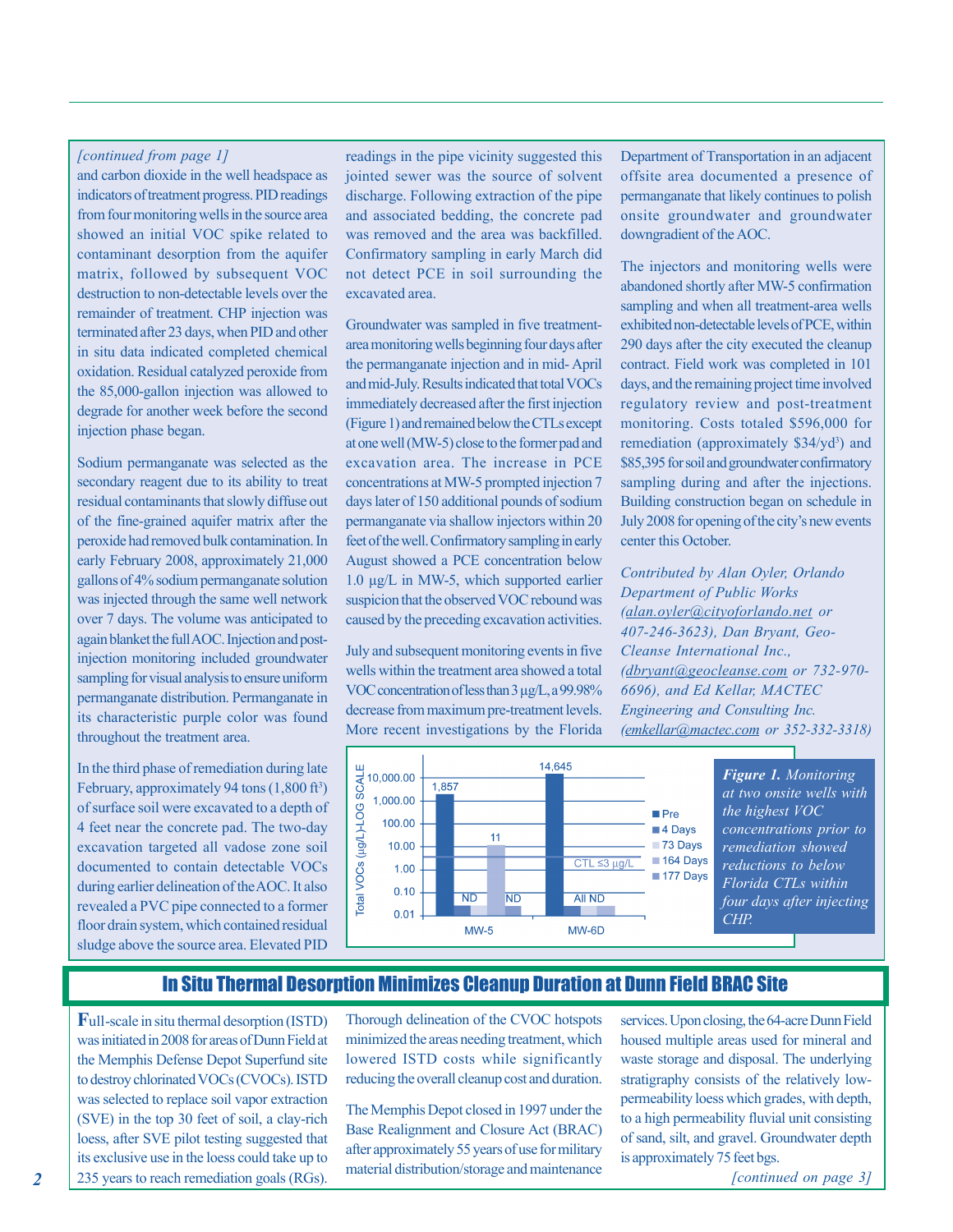*[continued from page 1]*

and carbon dioxide in the well headspace as indicators of treatment progress. PID readings from four monitoring wells in the source area showed an initial VOC spike related to contaminant desorption from the aquifer matrix, followed by subsequent VOC destruction to non-detectable levels over the remainder of treatment. CHP injection was terminated after 23 days, when PID and other in situ data indicated completed chemical oxidation. Residual catalyzed peroxide from the 85,000-gallon injection was allowed to degrade for another week before the second injection phase began.

Sodium permanganate was selected as the secondary reagent due to its ability to treat residual contaminants that slowly diffuse out of the fine-grained aquifer matrix after the peroxide had removed bulk contamination. In early February 2008, approximately 21,000 gallons of 4% sodium permanganate solution was injected through the same well network over 7 days. The volume was anticipated to again blanket the full AOC. Injection and post-injection monitoring included groundwater sampling for visual analysis to ensure uniform permanganate distribution. Permanganate in its characteristic purple color was found throughout the treatment area.

In the third phase of remediation during late February, approximately 94 tons (1,800 $ft^3$) of surface soil were excavated to a depth of 4 feet near the concrete pad. The two-day excavation targeted all vadose zone soil documented to contain detectable VOCs during earlier delineation of the AOC. It also revealed a PVC pipe connected to a former floor drain system, which contained residual sludge above the source area. Elevated PID readings in the pipe vicinity suggested this jointed sewer was the source of solvent discharge. Following extraction of the pipe and associated bedding, the concrete pad was removed and the area was backfilled. Confirmatory sampling in early March did not detect PCE in soil surrounding the excavated area.

Groundwater was sampled in five treatment-area monitoring wells beginning four days after the permanganate injection and in mid- April and mid-July. Results indicated that total VOCs immediately decreased after the first injection (Figure 1) and remained below the CTLs except at one well (MW-5) close to the former pad and excavation area. The increase in PCE concentrations at MW-5 prompted injection 7 days later of 150 additional pounds of sodium permanganate via shallow injectors within 20 feet of the well. Confirmatory sampling in early August showed a PCE concentration below 1.0 µg/L in MW-5, which supported earlier suspicion that the observed VOC rebound was caused by the preceding excavation activities.

July and subsequent monitoring events in five wells within the treatment area showed a total VOC concentration of less than 3 µg/L, a 99.98% decrease from maximum pre-treatment levels. More recent investigations by the Florida Department of Transportation in an adjacent offsite area documented a presence of permanganate that likely continues to polish onsite groundwater and groundwater downgradient of the AOC.

The injectors and monitoring wells were abandoned shortly after MW-5 confirmation sampling and when all treatment-area wells exhibited non-detectable levels of PCE, within 290 days after the city executed the cleanup contract. Field work was completed in 101 days, and the remaining project time involved regulatory review and post-treatment monitoring. Costs totaled $596,000 for remediation (approximately $34/$yd^3$) and $85,395 for soil and groundwater confirmatory sampling during and after the injections. Building construction began on schedule in July 2008 for opening of the city's new events center this October.

*Contributed by Alan Oyler, Orlando Department of Public Works (alan.oyler@cityoforlando.net or 407-246-3623), Dan Bryant, Geo-Cleanse International Inc., (dbryant@geocleanse.com or 732-970-6696), and Ed Kellar, MACTEC Engineering and Consulting Inc. (emkellar@mactec.com or 352-332-3318)*

Total VOCs (µg/L)-LOG SCALE
10,000.00
1,000.00
100.00
10.00
1.00
0.10
0.01
1,857
11
ND
ND
14,645
All ND
CTL ≤3 µg/L
MW-5
MW-6D
Pre
4 Days
73 Days
164 Days
177 Days

***Figure 1.*** *Monitoring at two onsite wells with the highest VOC concentrations prior to remediation showed reductions to below Florida CTLs within four days after injecting CHP.*

## In Situ Thermal Desorption Minimizes Cleanup Duration at Dunn Field BRAC Site

Full-scale in situ thermal desorption (ISTD) was initiated in 2008 for areas of Dunn Field at the Memphis Defense Depot Superfund site to destroy chlorinated VOCs (CVOCs). ISTD was selected to replace soil vapor extraction (SVE) in the top 30 feet of soil, a clay-rich loess, after SVE pilot testing suggested that its exclusive use in the loess could take up to 235 years to reach remediation goals (RGs). Thorough delineation of the CVOC hotspots minimized the areas needing treatment, which lowered ISTD costs while significantly reducing the overall cleanup cost and duration.

The Memphis Depot closed in 1997 under the Base Realignment and Closure Act (BRAC) after approximately 55 years of use for military material distribution/storage and maintenance services. Upon closing, the 64-acre Dunn Field housed multiple areas used for mineral and waste storage and disposal. The underlying stratigraphy consists of the relatively low-permeability loess which grades, with depth, to a high permeability fluvial unit consisting of sand, silt, and gravel. Groundwater depth is approximately 75 feet bgs.

*[continued on page 3]*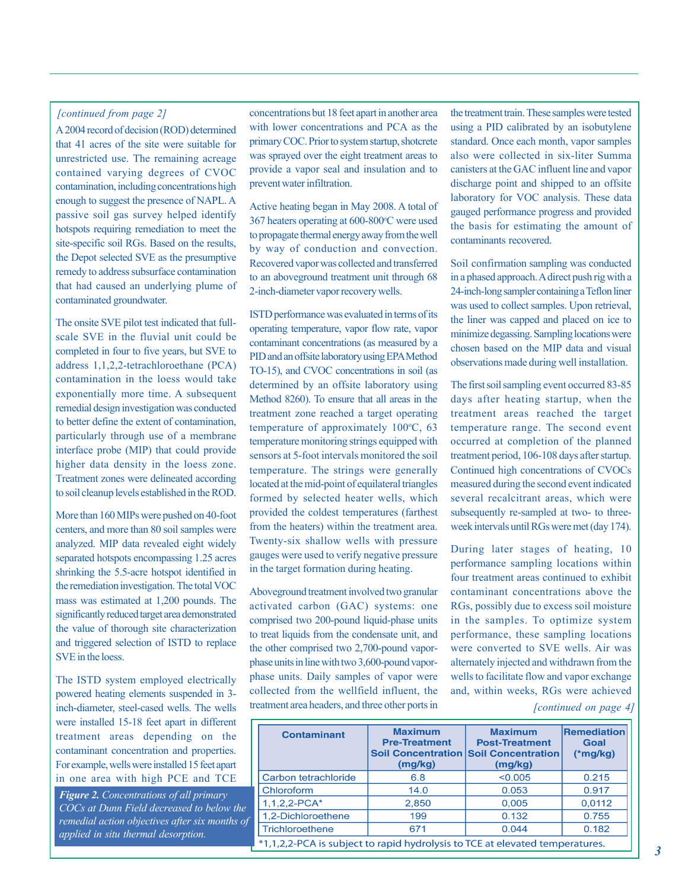*[continued from page 2]*

A 2004 record of decision (ROD) determined that 41 acres of the site were suitable for unrestricted use. The remaining acreage contained varying degrees of CVOC contamination, including concentrations high enough to suggest the presence of NAPL. A passive soil gas survey helped identify hotspots requiring remediation to meet the site-specific soil RGs. Based on the results, the Depot selected SVE as the presumptive remedy to address subsurface contamination that had caused an underlying plume of contaminated groundwater.

The onsite SVE pilot test indicated that full-scale SVE in the fluvial unit could be completed in four to five years, but SVE to address 1,1,2,2-tetrachloroethane (PCA) contamination in the loess would take exponentially more time. A subsequent remedial design investigation was conducted to better define the extent of contamination, particularly through use of a membrane interface probe (MIP) that could provide higher data density in the loess zone. Treatment zones were delineated according to soil cleanup levels established in the ROD.

More than 160 MIPs were pushed on 40-foot centers, and more than 80 soil samples were analyzed. MIP data revealed eight widely separated hotspots encompassing 1.25 acres shrinking the 5.5-acre hotspot identified in the remediation investigation. The total VOC mass was estimated at 1,200 pounds. The significantly reduced target area demonstrated the value of thorough site characterization and triggered selection of ISTD to replace SVE in the loess.

The ISTD system employed electrically powered heating elements suspended in 3-inch-diameter, steel-cased wells. The wells were installed 15-18 feet apart in different treatment areas depending on the contaminant concentration and properties. For example, wells were installed 15 feet apart in one area with high PCE and TCE concentrations but 18 feet apart in another area with lower concentrations and PCA as the primary COC. Prior to system startup, shotcrete was sprayed over the eight treatment areas to provide a vapor seal and insulation and to prevent water infiltration.

Active heating began in May 2008. A total of 367 heaters operating at 600-800°C were used to propagate thermal energy away from the well by way of conduction and convection. Recovered vapor was collected and transferred to an aboveground treatment unit through 68 2-inch-diameter vapor recovery wells.

ISTD performance was evaluated in terms of its operating temperature, vapor flow rate, vapor contaminant concentrations (as measured by a PID and an offsite laboratory using EPA Method TO-15), and CVOC concentrations in soil (as determined by an offsite laboratory using Method 8260). To ensure that all areas in the treatment zone reached a target operating temperature of approximately 100°C, 63 temperature monitoring strings equipped with sensors at 5-foot intervals monitored the soil temperature. The strings were generally located at the mid-point of equilateral triangles formed by selected heater wells, which provided the coldest temperatures (farthest from the heaters) within the treatment area. Twenty-six shallow wells with pressure gauges were used to verify negative pressure in the target formation during heating.

Aboveground treatment involved two granular activated carbon (GAC) systems: one comprised two 200-pound liquid-phase units to treat liquids from the condensate unit, and the other comprised two 2,700-pound vapor-phase units in line with two 3,600-pound vapor-phase units. Daily samples of vapor were collected from the wellfield influent, the treatment area headers, and three other ports in the treatment train. These samples were tested using a PID calibrated by an isobutylene standard. Once each month, vapor samples also were collected in six-liter Summa canisters at the GAC influent line and vapor discharge point and shipped to an offsite laboratory for VOC analysis. These data gauged performance progress and provided the basis for estimating the amount of contaminants recovered.

Soil confirmation sampling was conducted in a phased approach. A direct push rig with a 24-inch-long sampler containing a Teflon liner was used to collect samples. Upon retrieval, the liner was capped and placed on ice to minimize degassing. Sampling locations were chosen based on the MIP data and visual observations made during well installation.

The first soil sampling event occurred 83-85 days after heating startup, when the treatment areas reached the target temperature range. The second event occurred at completion of the planned treatment period, 106-108 days after startup. Continued high concentrations of CVOCs measured during the second event indicated several recalcitrant areas, which were subsequently re-sampled at two- to three-week intervals until RGs were met (day 174).

During later stages of heating, 10 performance sampling locations within four treatment areas continued to exhibit contaminant concentrations above the RGs, possibly due to excess soil moisture in the samples. To optimize system performance, these sampling locations were converted to SVE wells. Air was alternately injected and withdrawn from the wells to facilitate flow and vapor exchange and, within weeks, RGs were achieved

*[continued on page 4]*

| Contaminant | Maximum Pre-Treatment Soil Concentration (mg/kg) | Maximum Post-Treatment Soil Concentration (mg/kg) | Remediation Goal (*mg/kg) |
|---|---|---|---|
| Carbon tetrachloride | 6.8 | <0.005 | 0.215 |
| Chloroform | 14.0 | 0.053 | 0.917 |
| 1,1,2,2-PCA* | 2,850 | 0,005 | 0,0112 |
| 1,2-Dichloroethene | 199 | 0.132 | 0.755 |
| Trichloroethene | 671 | 0.044 | 0.182 |

*1,1,2,2-PCA is subject to rapid hydrolysis to TCE at elevated temperatures.

***Figure 2.*** *Concentrations of all primary COCs at Dunn Field decreased to below the remedial action objectives after six months of applied in situ thermal desorption.*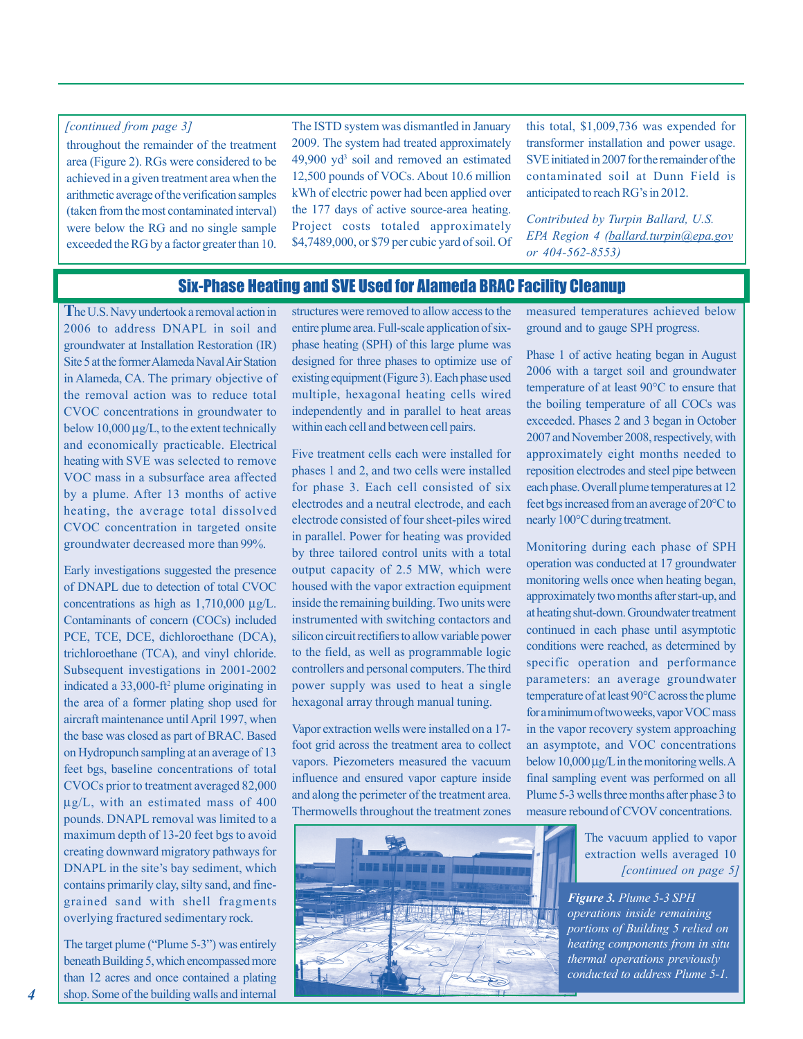*[continued from page 3]*

throughout the remainder of the treatment area (Figure 2). RGs were considered to be achieved in a given treatment area when the arithmetic average of the verification samples (taken from the most contaminated interval) were below the RG and no single sample exceeded the RG by a factor greater than 10.

The ISTD system was dismantled in January 2009. The system had treated approximately 49,900 yd³ soil and removed an estimated 12,500 pounds of VOCs. About 10.6 million kWh of electric power had been applied over the 177 days of active source-area heating. Project costs totaled approximately $4,7489,000, or $79 per cubic yard of soil. Of this total, $1,009,736 was expended for transformer installation and power usage. SVE initiated in 2007 for the remainder of the contaminated soil at Dunn Field is anticipated to reach RG's in 2012.

*Contributed by Turpin Ballard, U.S. EPA Region 4 (ballard.turpin@epa.gov or 404-562-8553)*

## Six-Phase Heating and SVE Used for Alameda BRAC Facility Cleanup

The U.S. Navy undertook a removal action in 2006 to address DNAPL in soil and groundwater at Installation Restoration (IR) Site 5 at the former Alameda Naval Air Station in Alameda, CA. The primary objective of the removal action was to reduce total CVOC concentrations in groundwater to below 10,000 µg/L, to the extent technically and economically practicable. Electrical heating with SVE was selected to remove VOC mass in a subsurface area affected by a plume. After 13 months of active heating, the average total dissolved CVOC concentration in targeted onsite groundwater decreased more than 99%.

Early investigations suggested the presence of DNAPL due to detection of total CVOC concentrations as high as 1,710,000 µg/L. Contaminants of concern (COCs) included PCE, TCE, DCE, dichloroethane (DCA), trichloroethane (TCA), and vinyl chloride. Subsequent investigations in 2001-2002 indicated a 33,000-ft² plume originating in the area of a former plating shop used for aircraft maintenance until April 1997, when the base was closed as part of BRAC. Based on Hydropunch sampling at an average of 13 feet bgs, baseline concentrations of total CVOCs prior to treatment averaged 82,000 µg/L, with an estimated mass of 400 pounds. DNAPL removal was limited to a maximum depth of 13-20 feet bgs to avoid creating downward migratory pathways for DNAPL in the site's bay sediment, which contains primarily clay, silty sand, and fine-grained sand with shell fragments overlying fractured sedimentary rock.

The target plume ("Plume 5-3") was entirely beneath Building 5, which encompassed more than 12 acres and once contained a plating shop. Some of the building walls and internal structures were removed to allow access to the entire plume area. Full-scale application of six-phase heating (SPH) of this large plume was designed for three phases to optimize use of existing equipment (Figure 3). Each phase used multiple, hexagonal heating cells wired independently and in parallel to heat areas within each cell and between cell pairs.

Five treatment cells each were installed for phases 1 and 2, and two cells were installed for phase 3. Each cell consisted of six electrodes and a neutral electrode, and each electrode consisted of four sheet-piles wired in parallel. Power for heating was provided by three tailored control units with a total output capacity of 2.5 MW, which were housed with the vapor extraction equipment inside the remaining building. Two units were instrumented with switching contactors and silicon circuit rectifiers to allow variable power to the field, as well as programmable logic controllers and personal computers. The third power supply was used to heat a single hexagonal array through manual tuning.

Vapor extraction wells were installed on a 17-foot grid across the treatment area to collect vapors. Piezometers measured the vacuum influence and ensured vapor capture inside and along the perimeter of the treatment area. Thermowells throughout the treatment zones measured temperatures achieved below ground and to gauge SPH progress.

Phase 1 of active heating began in August 2006 with a target soil and groundwater temperature of at least 90°C to ensure that the boiling temperature of all COCs was exceeded. Phases 2 and 3 began in October 2007 and November 2008, respectively, with approximately eight months needed to reposition electrodes and steel pipe between each phase. Overall plume temperatures at 12 feet bgs increased from an average of 20°C to nearly 100°C during treatment.

Monitoring during each phase of SPH operation was conducted at 17 groundwater monitoring wells once when heating began, approximately two months after start-up, and at heating shut-down. Groundwater treatment continued in each phase until asymptotic conditions were reached, as determined by specific operation and performance parameters: an average groundwater temperature of at least 90°C across the plume for a minimum of two weeks, vapor VOC mass in the vapor recovery system approaching an asymptote, and VOC concentrations below 10,000 µg/L in the monitoring wells. A final sampling event was performed on all Plume 5-3 wells three months after phase 3 to measure rebound of CVOV concentrations.

The vacuum applied to vapor extraction wells averaged 10 *[continued on page 5]*

***Figure 3.*** *Plume 5-3 SPH operations inside remaining portions of Building 5 relied on heating components from in situ thermal operations previously conducted to address Plume 5-1.*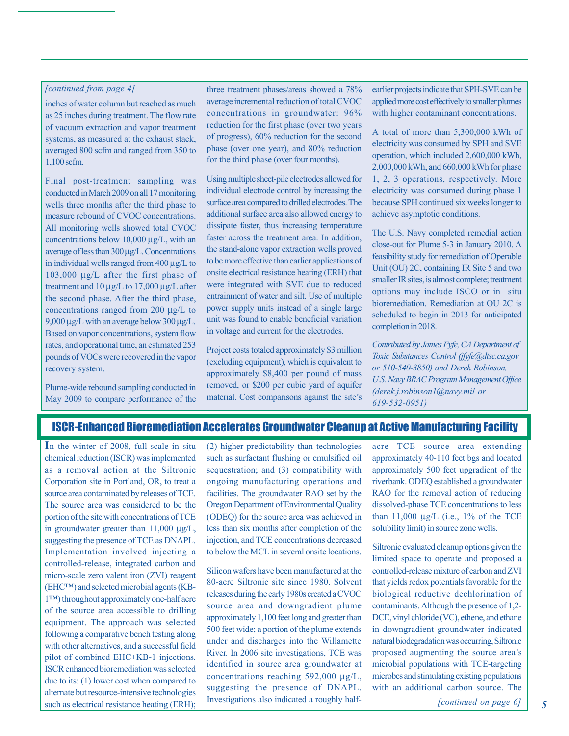*[continued from page 4]*

inches of water column but reached as much as 25 inches during treatment. The flow rate of vacuum extraction and vapor treatment systems, as measured at the exhaust stack, averaged 800 scfm and ranged from 350 to 1,100 scfm.

Final post-treatment sampling was conducted in March 2009 on all 17 monitoring wells three months after the third phase to measure rebound of CVOC concentrations. All monitoring wells showed total CVOC concentrations below 10,000 µg/L, with an average of less than 300 µg/L. Concentrations in individual wells ranged from 400 µg/L to 103,000 µg/L after the first phase of treatment and 10 µg/L to 17,000 µg/L after the second phase. After the third phase, concentrations ranged from 200 µg/L to 9,000 µg/L with an average below 300 µg/L. Based on vapor concentrations, system flow rates, and operational time, an estimated 253 pounds of VOCs were recovered in the vapor recovery system.

Plume-wide rebound sampling conducted in May 2009 to compare performance of the three treatment phases/areas showed a 78% average incremental reduction of total CVOC concentrations in groundwater: 96% reduction for the first phase (over two years of progress), 60% reduction for the second phase (over one year), and 80% reduction for the third phase (over four months).

Using multiple sheet-pile electrodes allowed for individual electrode control by increasing the surface area compared to drilled electrodes. The additional surface area also allowed energy to dissipate faster, thus increasing temperature faster across the treatment area. In addition, the stand-alone vapor extraction wells proved to be more effective than earlier applications of onsite electrical resistance heating (ERH) that were integrated with SVE due to reduced entrainment of water and silt. Use of multiple power supply units instead of a single large unit was found to enable beneficial variation in voltage and current for the electrodes.

Project costs totaled approximately $3 million (excluding equipment), which is equivalent to approximately $8,400 per pound of mass removed, or $200 per cubic yard of aquifer material. Cost comparisons against the site's earlier projects indicate that SPH-SVE can be applied more cost effectively to smaller plumes with higher contaminant concentrations.

A total of more than 5,300,000 kWh of electricity was consumed by SPH and SVE operation, which included 2,600,000 kWh, 2,000,000 kWh, and 660,000 kWh for phase 1, 2, 3 operations, respectively. More electricity was consumed during phase 1 because SPH continued six weeks longer to achieve asymptotic conditions.

The U.S. Navy completed remedial action close-out for Plume 5-3 in January 2010. A feasibility study for remediation of Operable Unit (OU) 2C, containing IR Site 5 and two smaller IR sites, is almost complete; treatment options may include ISCO or in situ bioremediation. Remediation at OU 2C is scheduled to begin in 2013 for anticipated completion in 2018.

*Contributed by James Fyfe, CA Department of Toxic Substances Control (jfyfe@dtsc.ca.gov or 510-540-3850) and Derek Robinson, U.S. Navy BRAC Program Management Office (derek.j.robinson1@navy.mil or 619-532-0951)*

## ISCR-Enhanced Bioremediation Accelerates Groundwater Cleanup at Active Manufacturing Facility

In the winter of 2008, full-scale in situ chemical reduction (ISCR) was implemented as a removal action at the Siltronic Corporation site in Portland, OR, to treat a source area contaminated by releases of TCE. The source area was considered to be the portion of the site with concentrations of TCE in groundwater greater than 11,000 µg/L, suggesting the presence of TCE as DNAPL. Implementation involved injecting a controlled-release, integrated carbon and micro-scale zero valent iron (ZVI) reagent (EHC™) and selected microbial agents (KB-1™) throughout approximately one-half acre of the source area accessible to drilling equipment. The approach was selected following a comparative bench testing along with other alternatives, and a successful field pilot of combined EHC+KB-1 injections. ISCR enhanced bioremediation was selected due to its: (1) lower cost when compared to alternate but resource-intensive technologies such as electrical resistance heating (ERH); (2) higher predictability than technologies such as surfactant flushing or emulsified oil sequestration; and (3) compatibility with ongoing manufacturing operations and facilities. The groundwater RAO set by the Oregon Department of Environmental Quality (ODEQ) for the source area was achieved in less than six months after completion of the injection, and TCE concentrations decreased to below the MCL in several onsite locations.

Silicon wafers have been manufactured at the 80-acre Siltronic site since 1980. Solvent releases during the early 1980s created a CVOC source area and downgradient plume approximately 1,100 feet long and greater than 500 feet wide; a portion of the plume extends under and discharges into the Willamette River. In 2006 site investigations, TCE was identified in source area groundwater at concentrations reaching 592,000 µg/L, suggesting the presence of DNAPL. Investigations also indicated a roughly half-acre TCE source area extending approximately 40-110 feet bgs and located approximately 500 feet upgradient of the riverbank. ODEQ established a groundwater RAO for the removal action of reducing dissolved-phase TCE concentrations to less than 11,000 µg/L (i.e., 1% of the TCE solubility limit) in source zone wells.

Siltronic evaluated cleanup options given the limited space to operate and proposed a controlled-release mixture of carbon and ZVI that yields redox potentials favorable for the biological reductive dechlorination of contaminants. Although the presence of 1,2-DCE, vinyl chloride (VC), ethene, and ethane in downgradient groundwater indicated natural biodegradation was occurring, Siltronic proposed augmenting the source area's microbial populations with TCE-targeting microbes and stimulating existing populations with an additional carbon source. The

*[continued on page 6]*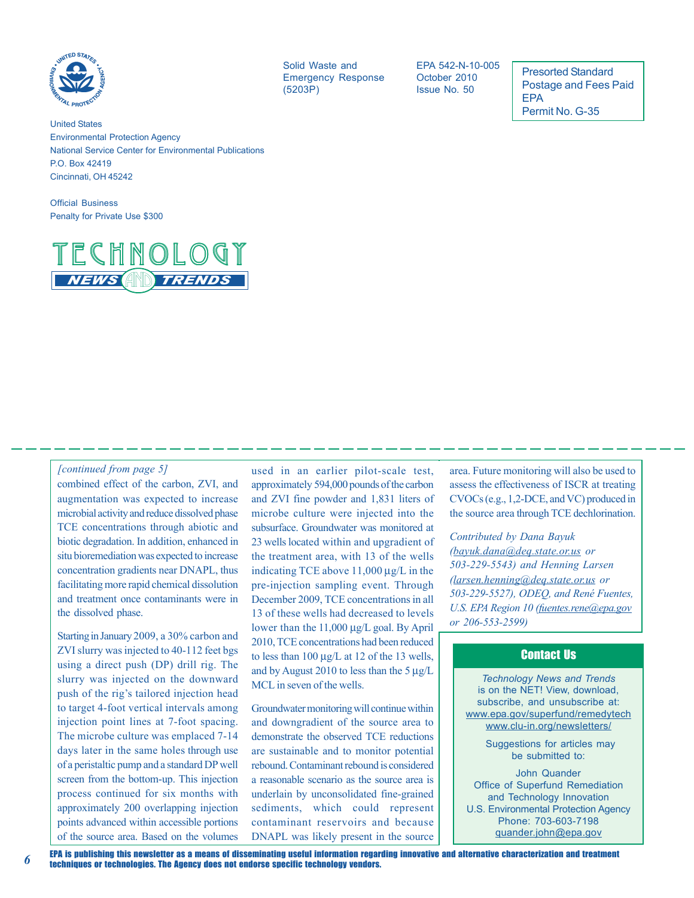Solid Waste and Emergency Response (5203P)

EPA 542-N-10-005
October 2010
Issue No. 50

Presorted Standard
Postage and Fees Paid
EPA
Permit No. G-35

United States
Environmental Protection Agency
National Service Center for Environmental Publications
P.O. Box 42419
Cincinnati, OH 45242

Official Business
Penalty for Private Use $300

# TECHNOLOGY NEWS AND TRENDS

*[continued from page 5]*

combined effect of the carbon, ZVI, and augmentation was expected to increase microbial activity and reduce dissolved phase TCE concentrations through abiotic and biotic degradation. In addition, enhanced in situ bioremediation was expected to increase concentration gradients near DNAPL, thus facilitating more rapid chemical dissolution and treatment once contaminants were in the dissolved phase.

Starting in January 2009, a 30% carbon and ZVI slurry was injected to 40-112 feet bgs using a direct push (DP) drill rig. The slurry was injected on the downward push of the rig's tailored injection head to target 4-foot vertical intervals among injection point lines at 7-foot spacing. The microbe culture was emplaced 7-14 days later in the same holes through use of a peristaltic pump and a standard DP well screen from the bottom-up. This injection process continued for six months with approximately 200 overlapping injection points advanced within accessible portions of the source area. Based on the volumes used in an earlier pilot-scale test, approximately 594,000 pounds of the carbon and ZVI fine powder and 1,831 liters of microbe culture were injected into the subsurface. Groundwater was monitored at 23 wells located within and upgradient of the treatment area, with 13 of the wells indicating TCE above 11,000 µg/L in the pre-injection sampling event. Through December 2009, TCE concentrations in all 13 of these wells had decreased to levels lower than the 11,000 µg/L goal. By April 2010, TCE concentrations had been reduced to less than 100 µg/L at 12 of the 13 wells, and by August 2010 to less than the 5 µg/L MCL in seven of the wells.

Groundwater monitoring will continue within and downgradient of the source area to demonstrate the observed TCE reductions are sustainable and to monitor potential rebound. Contaminant rebound is considered a reasonable scenario as the source area is underlain by unconsolidated fine-grained sediments, which could represent contaminant reservoirs and because DNAPL was likely present in the source area. Future monitoring will also be used to assess the effectiveness of ISCR at treating CVOCs (e.g., 1,2-DCE, and VC) produced in the source area through TCE dechlorination.

*Contributed by Dana Bayuk (bayuk.dana@deq.state.or.us or 503-229-5543) and Henning Larsen (larsen.henning@deq.state.or.us or 503-229-5527), ODEQ, and René Fuentes, U.S. EPA Region 10 (fuentes.rene@epa.gov or 206-553-2599)*

## Contact Us

*Technology News and Trends* is on the NET! View, download, subscribe, and unsubscribe at:
www.epa.gov/superfund/remedytech
www.clu-in.org/newsletters/

Suggestions for articles may be submitted to:

John Quander
Office of Superfund Remediation and Technology Innovation
U.S. Environmental Protection Agency
Phone: 703-603-7198
quander.john@epa.gov

**EPA is publishing this newsletter as a means of disseminating useful information regarding innovative and alternative characterization and treatment techniques or technologies. The Agency does not endorse specific technology vendors.**